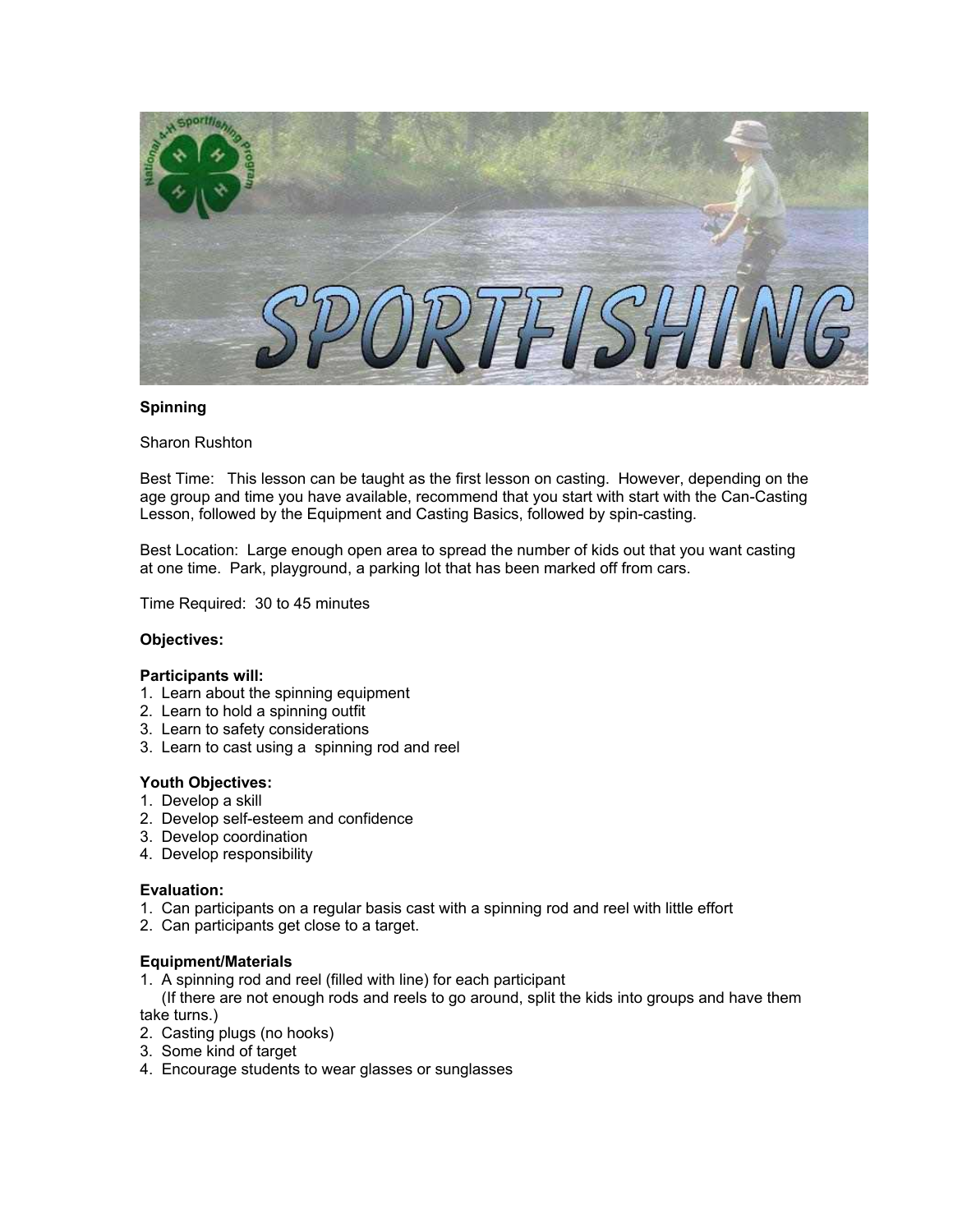**Spinning**

Sharon Rushton

Best Time: This lesson can be taught as the first lesson on casting. However, depending on the age group and time you have available, recommend that you start with start with the Can-Casting Lesson, followed by the Equipment and Casting Basics, followed by spin-casting.

Best Location: Large enough open area to spread the number of kids out that you want casting at one time. Park, playground, a parking lot that has been marked off from cars.

Time Required: 30 to 45 minutes

**Objectives:**

**Participants will:**

1. Learn about the spinning equipment
2. Learn to hold a spinning outfit
3. Learn to safety considerations
3. Learn to cast using a spinning rod and reel

**Youth Objectives:**

1. Develop a skill
2. Develop self-esteem and confidence
3. Develop coordination
4. Develop responsibility

**Evaluation:**

1. Can participants on a regular basis cast with a spinning rod and reel with little effort
2. Can participants get close to a target.

**Equipment/Materials**

1. A spinning rod and reel (filled with line) for each participant
   (If there are not enough rods and reels to go around, split the kids into groups and have them take turns.)
2. Casting plugs (no hooks)
3. Some kind of target
4. Encourage students to wear glasses or sunglasses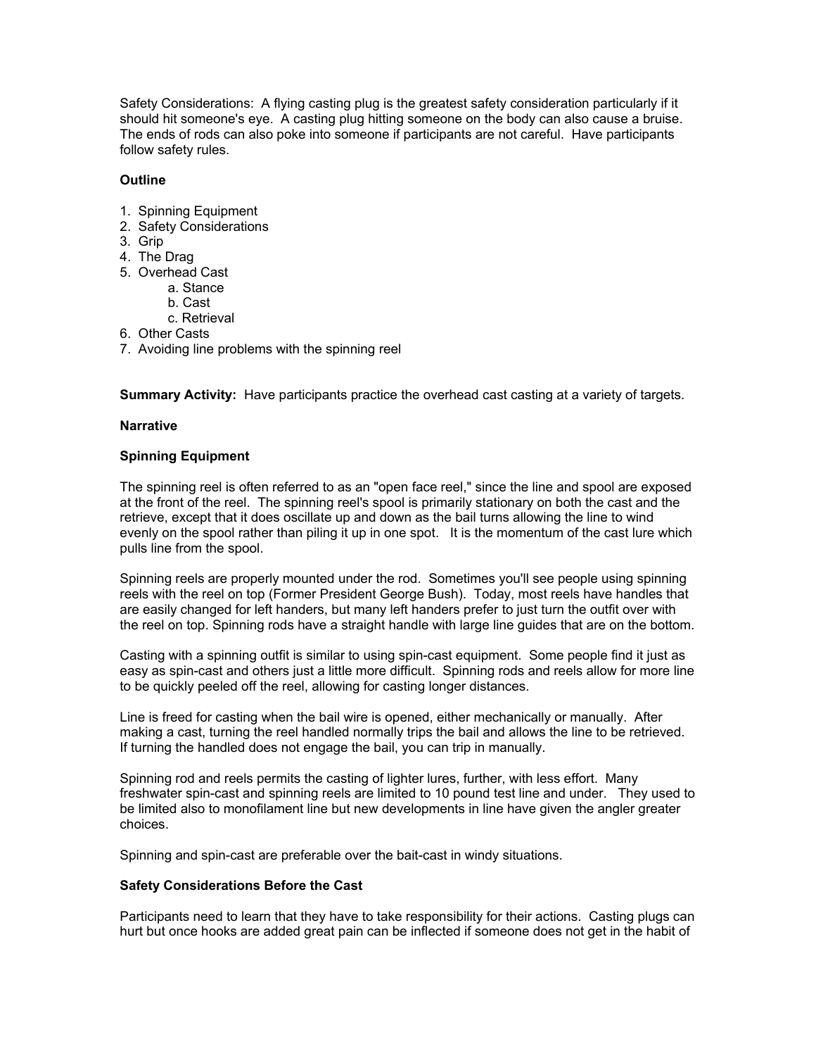Safety Considerations: A flying casting plug is the greatest safety consideration particularly if it should hit someone's eye. A casting plug hitting someone on the body can also cause a bruise. The ends of rods can also poke into someone if participants are not careful. Have participants follow safety rules.

**Outline**

1. Spinning Equipment
2. Safety Considerations
3. Grip
4. The Drag
5. Overhead Cast
    a. Stance
    b. Cast
    c. Retrieval
6. Other Casts
7. Avoiding line problems with the spinning reel

**Summary Activity:** Have participants practice the overhead cast casting at a variety of targets.

**Narrative**

**Spinning Equipment**

The spinning reel is often referred to as an "open face reel," since the line and spool are exposed at the front of the reel. The spinning reel's spool is primarily stationary on both the cast and the retrieve, except that it does oscillate up and down as the bail turns allowing the line to wind evenly on the spool rather than piling it up in one spot. It is the momentum of the cast lure which pulls line from the spool.

Spinning reels are properly mounted under the rod. Sometimes you'll see people using spinning reels with the reel on top (Former President George Bush). Today, most reels have handles that are easily changed for left handers, but many left handers prefer to just turn the outfit over with the reel on top. Spinning rods have a straight handle with large line guides that are on the bottom.

Casting with a spinning outfit is similar to using spin-cast equipment. Some people find it just as easy as spin-cast and others just a little more difficult. Spinning rods and reels allow for more line to be quickly peeled off the reel, allowing for casting longer distances.

Line is freed for casting when the bail wire is opened, either mechanically or manually. After making a cast, turning the reel handled normally trips the bail and allows the line to be retrieved. If turning the handled does not engage the bail, you can trip in manually.

Spinning rod and reels permits the casting of lighter lures, further, with less effort. Many freshwater spin-cast and spinning reels are limited to 10 pound test line and under. They used to be limited also to monofilament line but new developments in line have given the angler greater choices.

Spinning and spin-cast are preferable over the bait-cast in windy situations.

**Safety Considerations Before the Cast**

Participants need to learn that they have to take responsibility for their actions. Casting plugs can hurt but once hooks are added great pain can be inflected if someone does not get in the habit of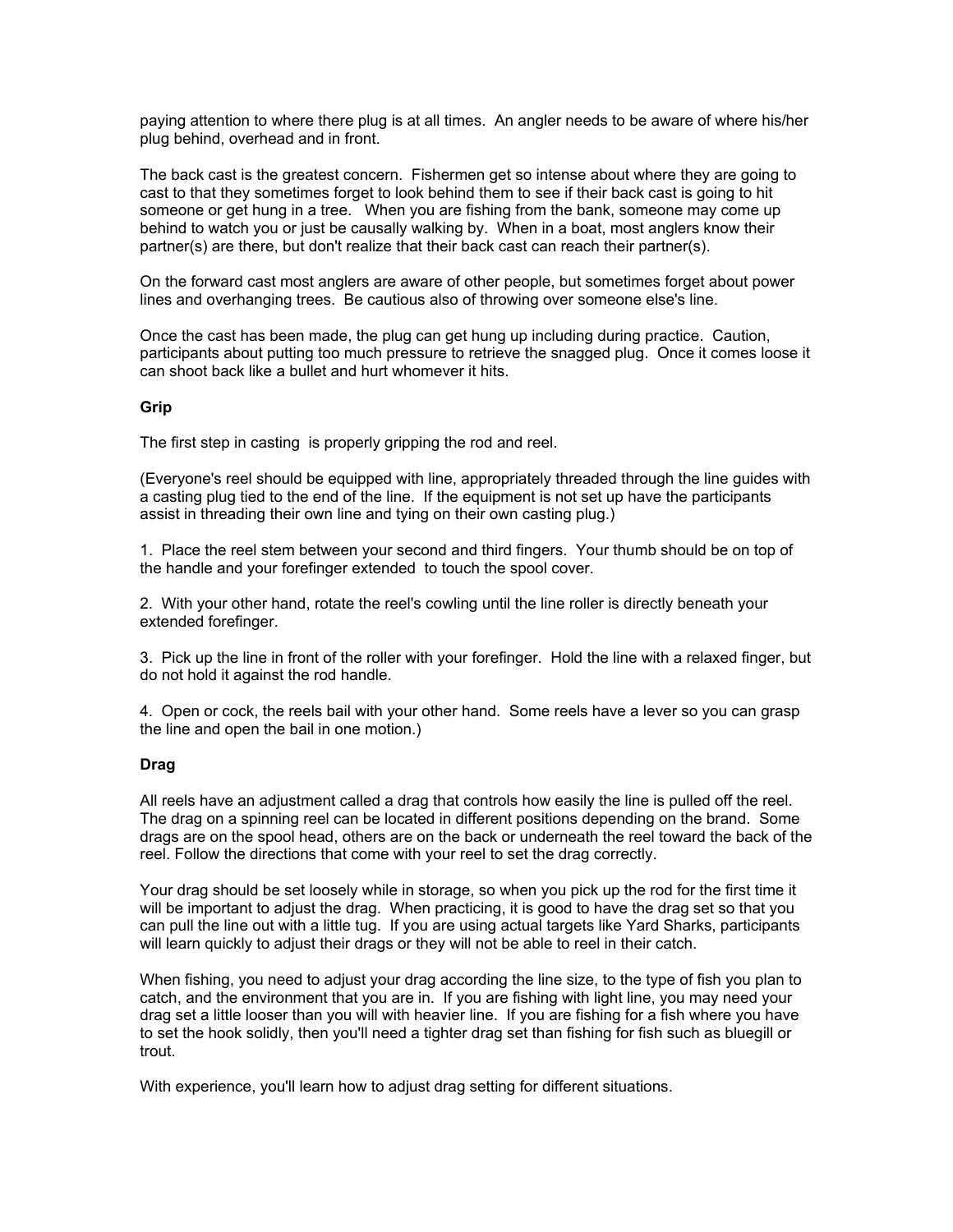paying attention to where there plug is at all times. An angler needs to be aware of where his/her plug behind, overhead and in front.

The back cast is the greatest concern. Fishermen get so intense about where they are going to cast to that they sometimes forget to look behind them to see if their back cast is going to hit someone or get hung in a tree. When you are fishing from the bank, someone may come up behind to watch you or just be causally walking by. When in a boat, most anglers know their partner(s) are there, but don't realize that their back cast can reach their partner(s).

On the forward cast most anglers are aware of other people, but sometimes forget about power lines and overhanging trees. Be cautious also of throwing over someone else's line.

Once the cast has been made, the plug can get hung up including during practice. Caution, participants about putting too much pressure to retrieve the snagged plug. Once it comes loose it can shoot back like a bullet and hurt whomever it hits.

**Grip**

The first step in casting is properly gripping the rod and reel.

(Everyone's reel should be equipped with line, appropriately threaded through the line guides with a casting plug tied to the end of the line. If the equipment is not set up have the participants assist in threading their own line and tying on their own casting plug.)

1. Place the reel stem between your second and third fingers. Your thumb should be on top of the handle and your forefinger extended to touch the spool cover.

2. With your other hand, rotate the reel's cowling until the line roller is directly beneath your extended forefinger.

3. Pick up the line in front of the roller with your forefinger. Hold the line with a relaxed finger, but do not hold it against the rod handle.

4. Open or cock, the reels bail with your other hand. Some reels have a lever so you can grasp the line and open the bail in one motion.)

**Drag**

All reels have an adjustment called a drag that controls how easily the line is pulled off the reel. The drag on a spinning reel can be located in different positions depending on the brand. Some drags are on the spool head, others are on the back or underneath the reel toward the back of the reel. Follow the directions that come with your reel to set the drag correctly.

Your drag should be set loosely while in storage, so when you pick up the rod for the first time it will be important to adjust the drag. When practicing, it is good to have the drag set so that you can pull the line out with a little tug. If you are using actual targets like Yard Sharks, participants will learn quickly to adjust their drags or they will not be able to reel in their catch.

When fishing, you need to adjust your drag according the line size, to the type of fish you plan to catch, and the environment that you are in. If you are fishing with light line, you may need your drag set a little looser than you will with heavier line. If you are fishing for a fish where you have to set the hook solidly, then you'll need a tighter drag set than fishing for fish such as bluegill or trout.

With experience, you'll learn how to adjust drag setting for different situations.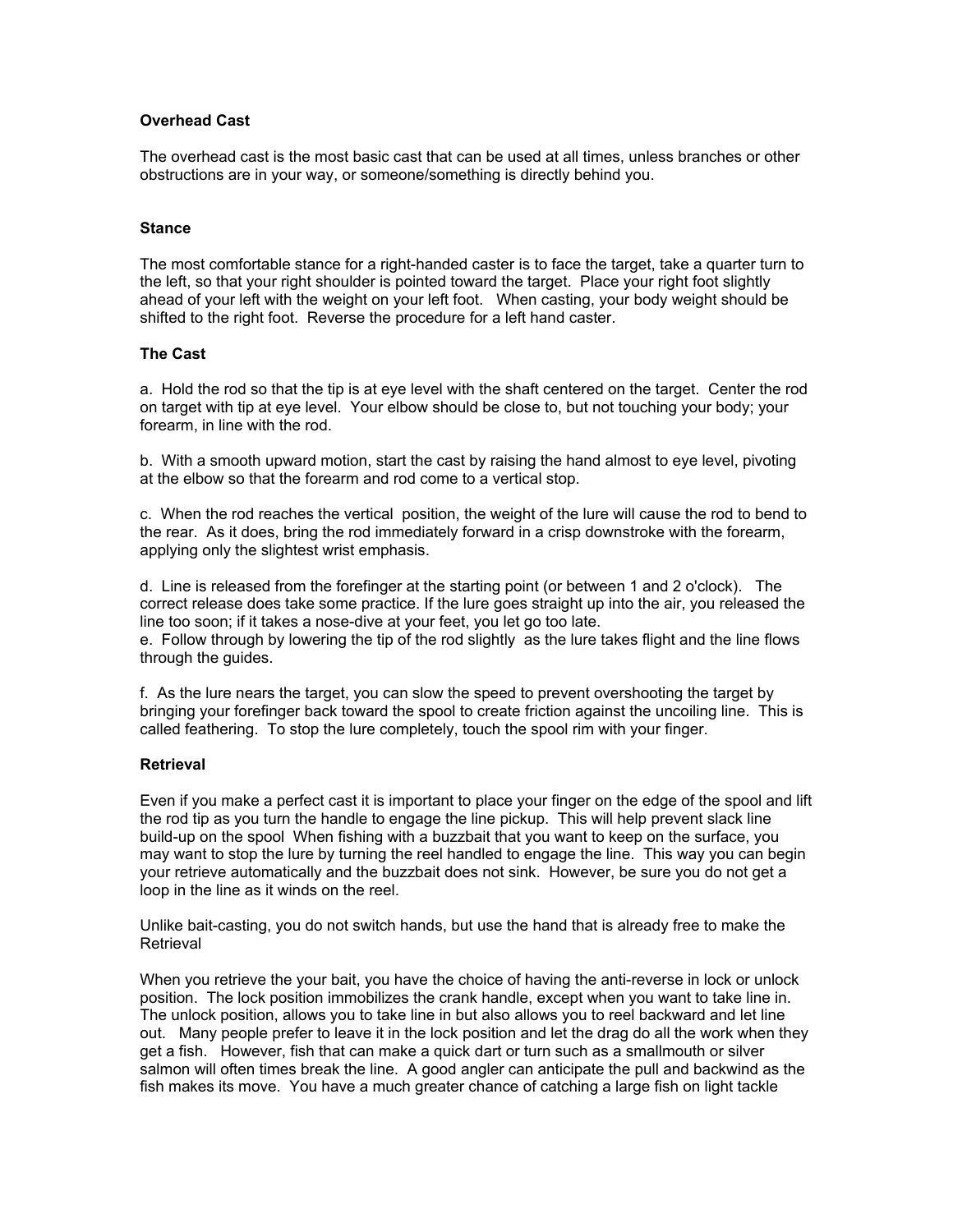### Overhead Cast

The overhead cast is the most basic cast that can be used at all times, unless branches or other obstructions are in your way, or someone/something is directly behind you.

### Stance

The most comfortable stance for a right-handed caster is to face the target, take a quarter turn to the left, so that your right shoulder is pointed toward the target. Place your right foot slightly ahead of your left with the weight on your left foot. When casting, your body weight should be shifted to the right foot. Reverse the procedure for a left hand caster.

### The Cast

a. Hold the rod so that the tip is at eye level with the shaft centered on the target. Center the rod on target with tip at eye level. Your elbow should be close to, but not touching your body; your forearm, in line with the rod.

b. With a smooth upward motion, start the cast by raising the hand almost to eye level, pivoting at the elbow so that the forearm and rod come to a vertical stop.

c. When the rod reaches the vertical position, the weight of the lure will cause the rod to bend to the rear. As it does, bring the rod immediately forward in a crisp downstroke with the forearm, applying only the slightest wrist emphasis.

d. Line is released from the forefinger at the starting point (or between 1 and 2 o'clock). The correct release does take some practice. If the lure goes straight up into the air, you released the line too soon; if it takes a nose-dive at your feet, you let go too late.
e. Follow through by lowering the tip of the rod slightly as the lure takes flight and the line flows through the guides.

f. As the lure nears the target, you can slow the speed to prevent overshooting the target by bringing your forefinger back toward the spool to create friction against the uncoiling line. This is called feathering. To stop the lure completely, touch the spool rim with your finger.

### Retrieval

Even if you make a perfect cast it is important to place your finger on the edge of the spool and lift the rod tip as you turn the handle to engage the line pickup. This will help prevent slack line build-up on the spool When fishing with a buzzbait that you want to keep on the surface, you may want to stop the lure by turning the reel handled to engage the line. This way you can begin your retrieve automatically and the buzzbait does not sink. However, be sure you do not get a loop in the line as it winds on the reel.

Unlike bait-casting, you do not switch hands, but use the hand that is already free to make the Retrieval

When you retrieve the your bait, you have the choice of having the anti-reverse in lock or unlock position. The lock position immobilizes the crank handle, except when you want to take line in. The unlock position, allows you to take line in but also allows you to reel backward and let line out. Many people prefer to leave it in the lock position and let the drag do all the work when they get a fish. However, fish that can make a quick dart or turn such as a smallmouth or silver salmon will often times break the line. A good angler can anticipate the pull and backwind as the fish makes its move. You have a much greater chance of catching a large fish on light tackle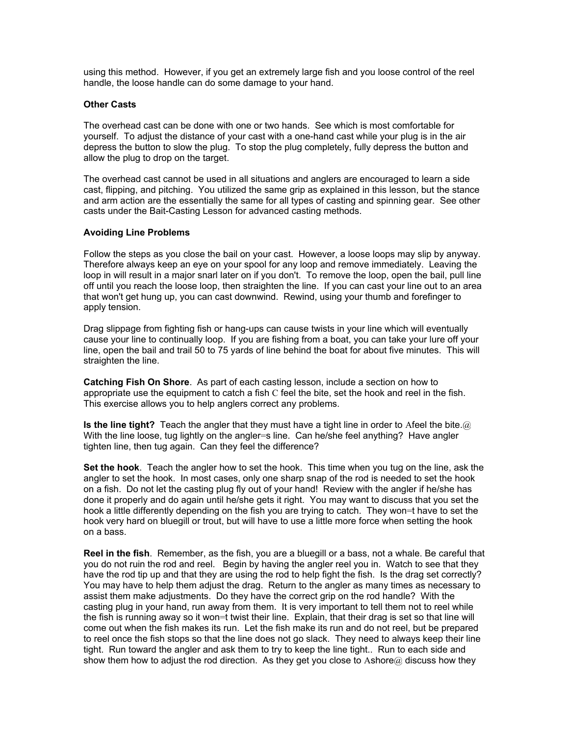using this method. However, if you get an extremely large fish and you loose control of the reel handle, the loose handle can do some damage to your hand.

**Other Casts**

The overhead cast can be done with one or two hands. See which is most comfortable for yourself. To adjust the distance of your cast with a one-hand cast while your plug is in the air depress the button to slow the plug. To stop the plug completely, fully depress the button and allow the plug to drop on the target.

The overhead cast cannot be used in all situations and anglers are encouraged to learn a side cast, flipping, and pitching. You utilized the same grip as explained in this lesson, but the stance and arm action are the essentially the same for all types of casting and spinning gear. See other casts under the Bait-Casting Lesson for advanced casting methods.

**Avoiding Line Problems**

Follow the steps as you close the bail on your cast. However, a loose loops may slip by anyway. Therefore always keep an eye on your spool for any loop and remove immediately. Leaving the loop in will result in a major snarl later on if you don't. To remove the loop, open the bail, pull line off until you reach the loose loop, then straighten the line. If you can cast your line out to an area that won't get hung up, you can cast downwind. Rewind, using your thumb and forefinger to apply tension.

Drag slippage from fighting fish or hang-ups can cause twists in your line which will eventually cause your line to continually loop. If you are fishing from a boat, you can take your lure off your line, open the bail and trail 50 to 75 yards of line behind the boat for about five minutes. This will straighten the line.

**Catching Fish On Shore**. As part of each casting lesson, include a section on how to appropriate use the equipment to catch a fish C feel the bite, set the hook and reel in the fish. This exercise allows you to help anglers correct any problems.

**Is the line tight?** Teach the angler that they must have a tight line in order to Afeel the bite.@ With the line loose, tug lightly on the angler=s line. Can he/she feel anything? Have angler tighten line, then tug again. Can they feel the difference?

**Set the hook**. Teach the angler how to set the hook. This time when you tug on the line, ask the angler to set the hook. In most cases, only one sharp snap of the rod is needed to set the hook on a fish. Do not let the casting plug fly out of your hand! Review with the angler if he/she has done it properly and do again until he/she gets it right. You may want to discuss that you set the hook a little differently depending on the fish you are trying to catch. They won=t have to set the hook very hard on bluegill or trout, but will have to use a little more force when setting the hook on a bass.

**Reel in the fish**. Remember, as the fish, you are a bluegill or a bass, not a whale. Be careful that you do not ruin the rod and reel. Begin by having the angler reel you in. Watch to see that they have the rod tip up and that they are using the rod to help fight the fish. Is the drag set correctly? You may have to help them adjust the drag. Return to the angler as many times as necessary to assist them make adjustments. Do they have the correct grip on the rod handle? With the casting plug in your hand, run away from them. It is very important to tell them not to reel while the fish is running away so it won=t twist their line. Explain, that their drag is set so that line will come out when the fish makes its run. Let the fish make its run and do not reel, but be prepared to reel once the fish stops so that the line does not go slack. They need to always keep their line tight. Run toward the angler and ask them to try to keep the line tight.. Run to each side and show them how to adjust the rod direction. As they get you close to Ashore@ discuss how they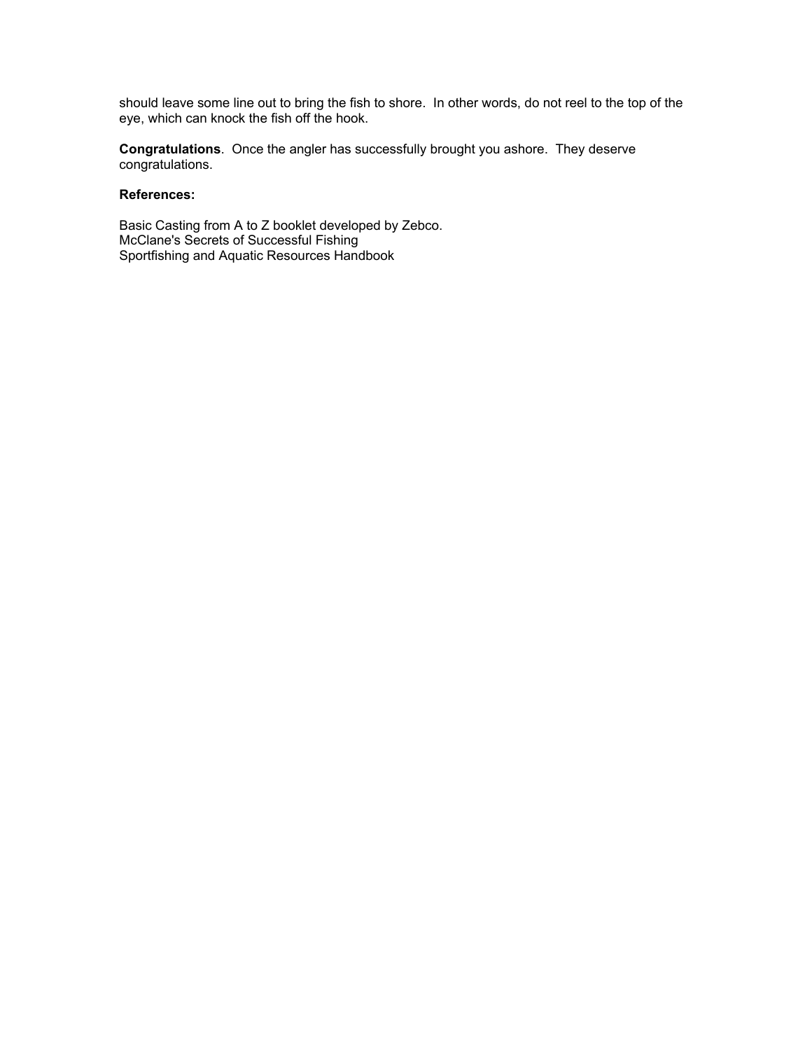should leave some line out to bring the fish to shore. In other words, do not reel to the top of the eye, which can knock the fish off the hook.

**Congratulations**. Once the angler has successfully brought you ashore. They deserve congratulations.

**References:**

Basic Casting from A to Z booklet developed by Zebco.
McClane's Secrets of Successful Fishing
Sportfishing and Aquatic Resources Handbook